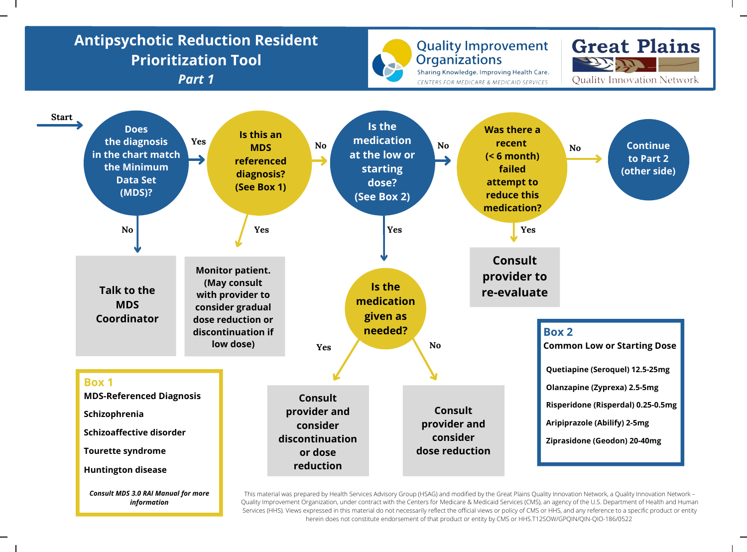# Antipsychotic Reduction Resident Prioritization Tool

## *Part 1*

Quality Improvement Organizations
Sharing Knowledge. Improving Health Care.
CENTERS FOR MEDICARE & MEDICAID SERVICES

Great Plains
Quality Innovation Network

**Start** →

1. **Does the diagnosis in the chart match the Minimum Data Set (MDS)?**
   - **No** → **Talk to the MDS Coordinator**
   - **Yes** → go to 2

2. **Is this an MDS referenced diagnosis? (See Box 1)**
   - **Yes** → **Monitor patient. (May consult with provider to consider gradual dose reduction or discontinuation if low dose)**
   - **No** → go to 3

3. **Is the medication at the low or starting dose? (See Box 2)**
   - **Yes** → **Is the medication given as needed?**
     - **Yes** → **Consult provider and consider discontinuation or dose reduction**
     - **No** → **Consult provider and consider dose reduction**
   - **No** → go to 4

4. **Was there a recent (< 6 month) failed attempt to reduce this medication?**
   - **Yes** → **Consult provider to re-evaluate**
   - **No** → **Continue to Part 2 (other side)**

### Box 1

**MDS-Referenced Diagnosis**

- **Schizophrenia**
- **Schizoaffective disorder**
- **Tourette syndrome**
- **Huntington disease**

***Consult MDS 3.0 RAI Manual for more information***

### Box 2

**Common Low or Starting Dose**

- **Quetiapine (Seroquel) 12.5-25mg**
- **Olanzapine (Zyprexa) 2.5-5mg**
- **Risperidone (Risperdal) 0.25-0.5mg**
- **Aripiprazole (Abilify) 2-5mg**
- **Ziprasidone (Geodon) 20-40mg**

This material was prepared by Health Services Advisory Group (HSAG) and modified by the Great Plains Quality Innovation Network, a Quality Innovation Network – Quality Improvement Organization, under contract with the Centers for Medicare & Medicaid Services (CMS), an agency of the U.S. Department of Health and Human Services (HHS). Views expressed in this material do not necessarily reflect the official views or policy of CMS or HHS, and any reference to a specific product or entity herein does not constitute endorsement of that product or entity by CMS or HHS.T12SOW/GPQIN/QIN-QIO-186/0522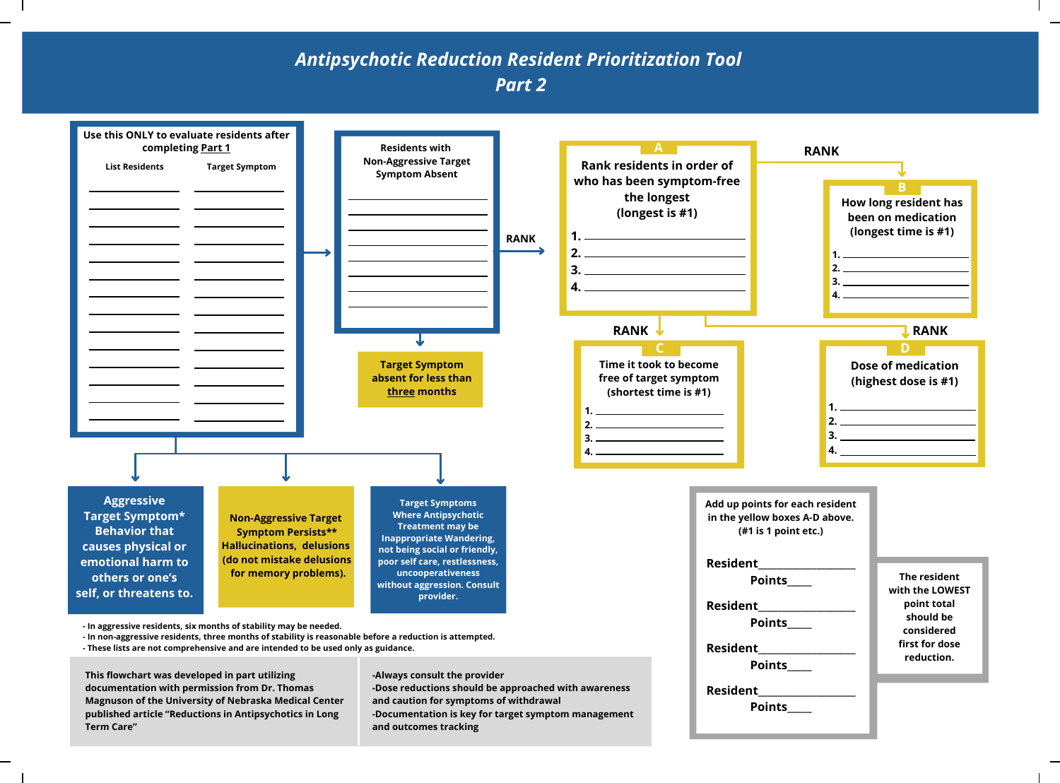# *Antipsychotic Reduction Resident Prioritization Tool*
## *Part 2*

**Use this ONLY to evaluate residents after completing Part 1**

| List Residents | Target Symptom |
| --- | --- |
| ___________ | ___________ |
| ___________ | ___________ |
| ___________ | ___________ |
| ___________ | ___________ |
| ___________ | ___________ |
| ___________ | ___________ |
| ___________ | ___________ |
| ___________ | ___________ |
| ___________ | ___________ |
| ___________ | ___________ |
| ___________ | ___________ |
| ___________ | ___________ |
| ___________ | ___________ |
| ___________ | ___________ |

**Aggressive Target Symptom* Behavior that causes physical or emotional harm to others or one's self, or threatens to.**

**Non-Aggressive Target Symptom Persists** Hallucinations, delusions (do not mistake delusions for memory problems).**

**Target Symptoms Where Antipsychotic Treatment may be Inappropriate Wandering, not being social or friendly, poor self care, restlessness, uncooperativeness without aggression. Consult provider.**

**Residents with Non-Aggressive Target Symptom Absent**

___________
___________
___________
___________
___________
___________
___________
___________

**Target Symptom absent for less than three months**

**RANK**

**A**
**Rank residents in order of who has been symptom-free the longest (longest is #1)**

1. ___________
2. ___________
3. ___________
4. ___________

**RANK**

**B**
**How long resident has been on medication (longest time is #1)**

1. ___________
2. ___________
3. ___________
4. ___________

**RANK**

**C**
**Time it took to become free of target symptom (shortest time is #1)**

1. ___________
2. ___________
3. ___________
4. ___________

**RANK**

**D**
**Dose of medication (highest dose is #1)**

1. ___________
2. ___________
3. ___________
4. ___________

**Add up points for each resident in the yellow boxes A-D above. (#1 is 1 point etc.)**

**Resident**___________
**Points**____

**Resident**___________
**Points**____

**Resident**___________
**Points**____

**Resident**___________
**Points**____

**The resident with the LOWEST point total should be considered first for dose reduction.**

- In aggressive residents, six months of stability may be needed.
- In non-aggressive residents, three months of stability is reasonable before a reduction is attempted.
- These lists are not comprehensive and are intended to be used only as guidance.

This flowchart was developed in part utilizing documentation with permission from Dr. Thomas Magnuson of the University of Nebraska Medical Center published article "Reductions in Antipsychotics in Long Term Care"

-Always consult the provider
-Dose reductions should be approached with awareness and caution for symptoms of withdrawal
-Documentation is key for target symptom management and outcomes tracking